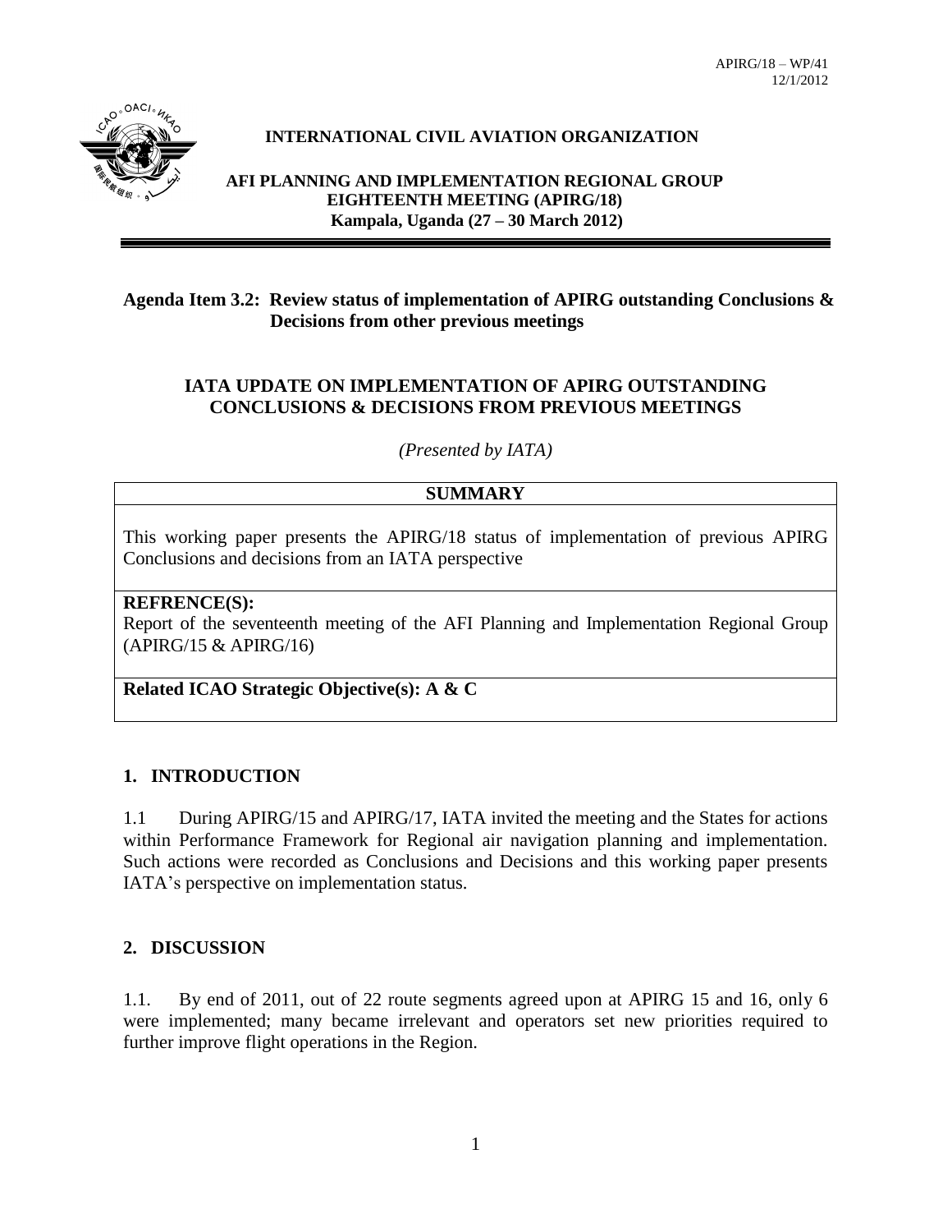APIRG/18 – WP/41
12/1/2012

**INTERNATIONAL CIVIL AVIATION ORGANIZATION**

**AFI PLANNING AND IMPLEMENTATION REGIONAL GROUP EIGHTEENTH MEETING (APIRG/18)**
**Kampala, Uganda (27 – 30 March 2012)**

---

**Agenda Item 3.2: Review status of implementation of APIRG outstanding Conclusions & Decisions from other previous meetings**

**IATA UPDATE ON IMPLEMENTATION OF APIRG OUTSTANDING CONCLUSIONS & DECISIONS FROM PREVIOUS MEETINGS**

*(Presented by IATA)*

| **SUMMARY** |
|---|
| This working paper presents the APIRG/18 status of implementation of previous APIRG Conclusions and decisions from an IATA perspective |
| **REFRENCE(S):**<br>Report of the seventeenth meeting of the AFI Planning and Implementation Regional Group (APIRG/15 & APIRG/16) |
| **Related ICAO Strategic Objective(s): A & C** |

## 1. INTRODUCTION

1.1 During APIRG/15 and APIRG/17, IATA invited the meeting and the States for actions within Performance Framework for Regional air navigation planning and implementation. Such actions were recorded as Conclusions and Decisions and this working paper presents IATA's perspective on implementation status.

## 2. DISCUSSION

1.1. By end of 2011, out of 22 route segments agreed upon at APIRG 15 and 16, only 6 were implemented; many became irrelevant and operators set new priorities required to further improve flight operations in the Region.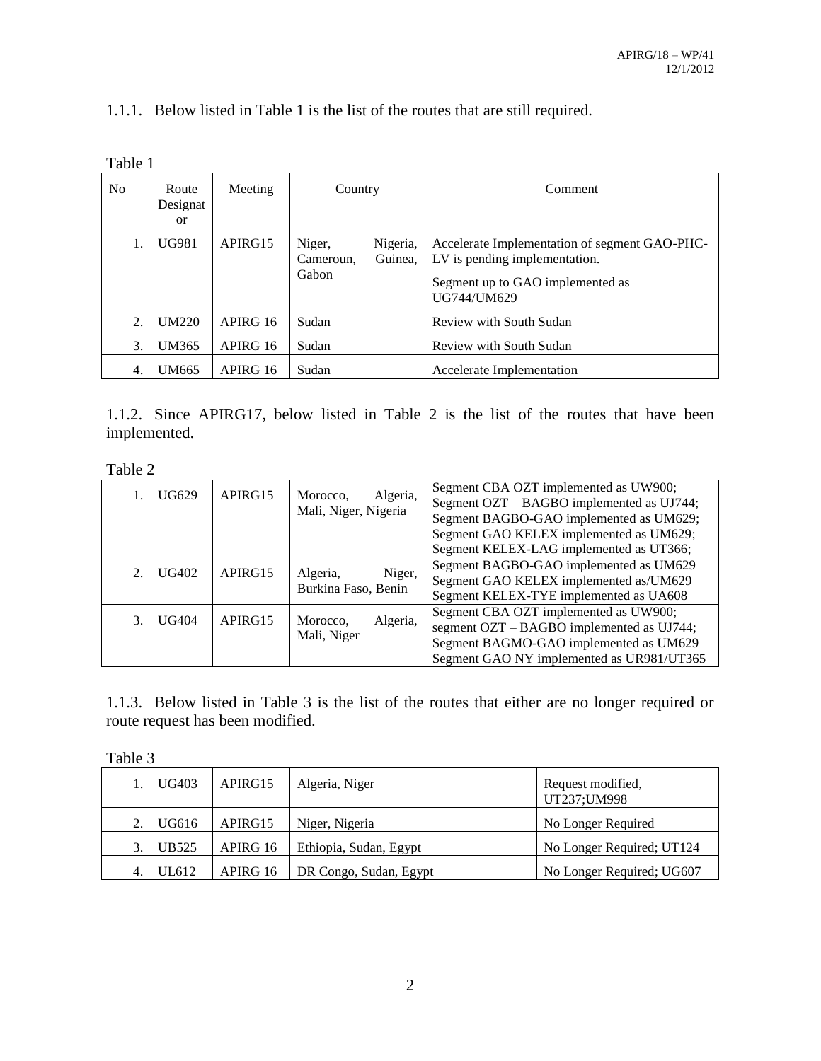1.1.1. Below listed in Table 1 is the list of the routes that are still required.

Table 1

| No | Route Designator | Meeting | Country | Comment |
|---|---|---|---|---|
| 1. | UG981 | APIRG15 | Niger, Nigeria, Cameroun, Guinea, Gabon | Accelerate Implementation of segment GAO-PHC-LV is pending implementation.<br>Segment up to GAO implemented as UG744/UM629 |
| 2. | UM220 | APIRG 16 | Sudan | Review with South Sudan |
| 3. | UM365 | APIRG 16 | Sudan | Review with South Sudan |
| 4. | UM665 | APIRG 16 | Sudan | Accelerate Implementation |

1.1.2. Since APIRG17, below listed in Table 2 is the list of the routes that have been implemented.

Table 2

| | | | | |
|---|---|---|---|---|
| 1. | UG629 | APIRG15 | Morocco, Algeria, Mali, Niger, Nigeria | Segment CBA OZT implemented as UW900;<br>Segment OZT – BAGBO implemented as UJ744;<br>Segment BAGBO-GAO implemented as UM629;<br>Segment GAO KELEX implemented as UM629;<br>Segment KELEX-LAG implemented as UT366; |
| 2. | UG402 | APIRG15 | Algeria, Niger, Burkina Faso, Benin | Segment BAGBO-GAO implemented as UM629<br>Segment GAO KELEX implemented as/UM629<br>Segment KELEX-TYE implemented as UA608 |
| 3. | UG404 | APIRG15 | Morocco, Algeria, Mali, Niger | Segment CBA OZT implemented as UW900;<br>segment OZT – BAGBO implemented as UJ744;<br>Segment BAGMO-GAO implemented as UM629<br>Segment GAO NY implemented as UR981/UT365 |

1.1.3. Below listed in Table 3 is the list of the routes that either are no longer required or route request has been modified.

Table 3

| | | | | |
|---|---|---|---|---|
| 1. | UG403 | APIRG15 | Algeria, Niger | Request modified, UT237;UM998 |
| 2. | UG616 | APIRG15 | Niger, Nigeria | No Longer Required |
| 3. | UB525 | APIRG 16 | Ethiopia, Sudan, Egypt | No Longer Required; UT124 |
| 4. | UL612 | APIRG 16 | DR Congo, Sudan, Egypt | No Longer Required; UG607 |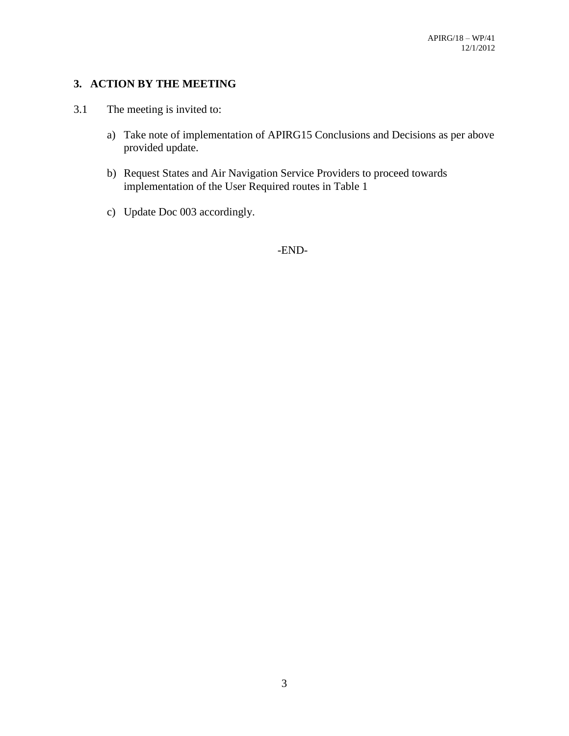## 3. ACTION BY THE MEETING

3.1 The meeting is invited to:

a) Take note of implementation of APIRG15 Conclusions and Decisions as per above provided update.

b) Request States and Air Navigation Service Providers to proceed towards implementation of the User Required routes in Table 1

c) Update Doc 003 accordingly.

-END-